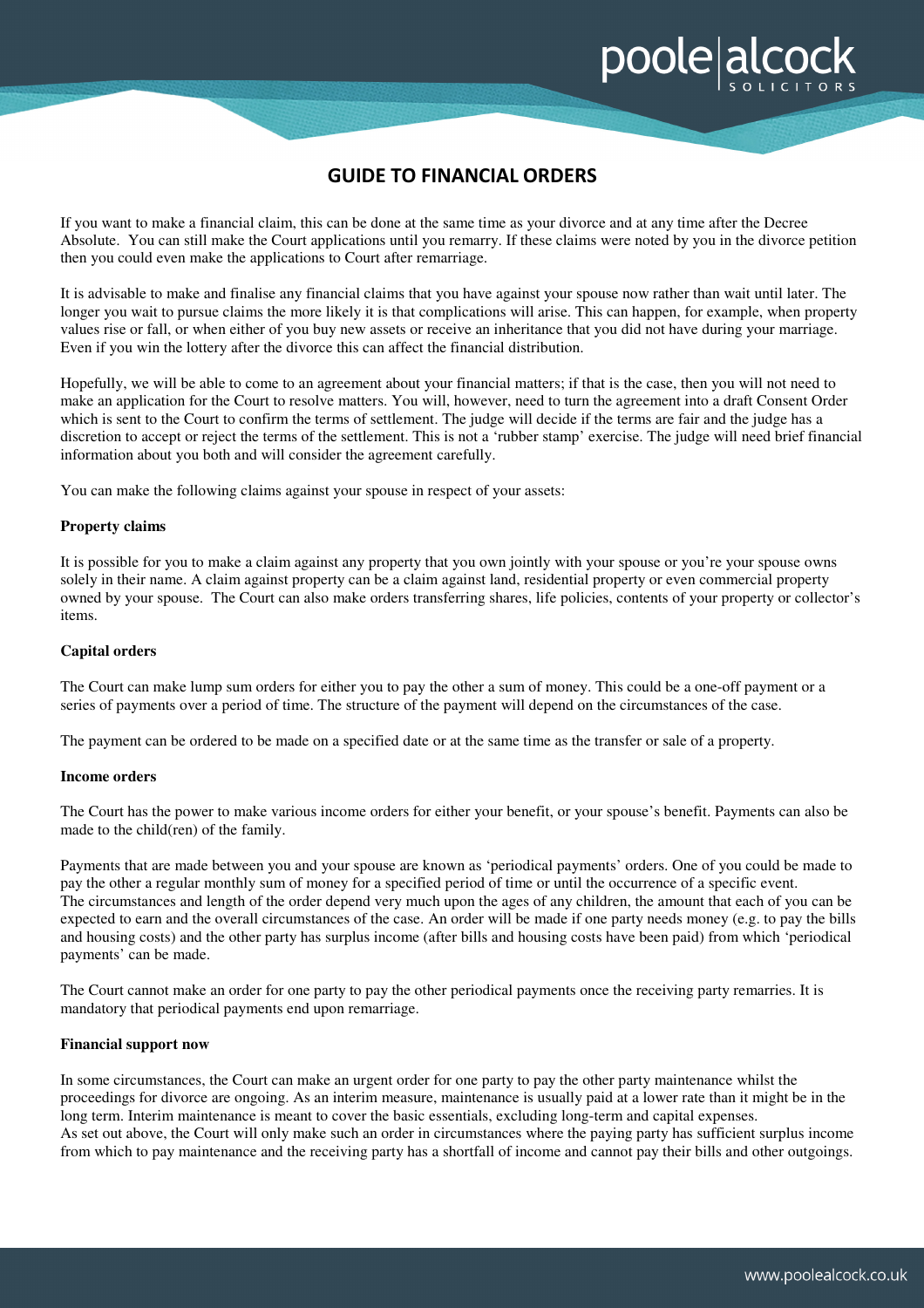# GUIDE TO FINANCIAL ORDERS

If you want to make a financial claim, this can be done at the same time as your divorce and at any time after the Decree Absolute. You can still make the Court applications until you remarry. If these claims were noted by you in the divorce petition then you could even make the applications to Court after remarriage.

It is advisable to make and finalise any financial claims that you have against your spouse now rather than wait until later. The longer you wait to pursue claims the more likely it is that complications will arise. This can happen, for example, when property values rise or fall, or when either of you buy new assets or receive an inheritance that you did not have during your marriage. Even if you win the lottery after the divorce this can affect the financial distribution.

Hopefully, we will be able to come to an agreement about your financial matters; if that is the case, then you will not need to make an application for the Court to resolve matters. You will, however, need to turn the agreement into a draft Consent Order which is sent to the Court to confirm the terms of settlement. The judge will decide if the terms are fair and the judge has a discretion to accept or reject the terms of the settlement. This is not a 'rubber stamp' exercise. The judge will need brief financial information about you both and will consider the agreement carefully.

You can make the following claims against your spouse in respect of your assets:

**Property claims**

It is possible for you to make a claim against any property that you own jointly with your spouse or you're your spouse owns solely in their name. A claim against property can be a claim against land, residential property or even commercial property owned by your spouse. The Court can also make orders transferring shares, life policies, contents of your property or collector's items.

**Capital orders**

The Court can make lump sum orders for either you to pay the other a sum of money. This could be a one-off payment or a series of payments over a period of time. The structure of the payment will depend on the circumstances of the case.

The payment can be ordered to be made on a specified date or at the same time as the transfer or sale of a property.

**Income orders**

The Court has the power to make various income orders for either your benefit, or your spouse's benefit. Payments can also be made to the child(ren) of the family.

Payments that are made between you and your spouse are known as 'periodical payments' orders. One of you could be made to pay the other a regular monthly sum of money for a specified period of time or until the occurrence of a specific event.
The circumstances and length of the order depend very much upon the ages of any children, the amount that each of you can be expected to earn and the overall circumstances of the case. An order will be made if one party needs money (e.g. to pay the bills and housing costs) and the other party has surplus income (after bills and housing costs have been paid) from which 'periodical payments' can be made.

The Court cannot make an order for one party to pay the other periodical payments once the receiving party remarries. It is mandatory that periodical payments end upon remarriage.

**Financial support now**

In some circumstances, the Court can make an urgent order for one party to pay the other party maintenance whilst the proceedings for divorce are ongoing. As an interim measure, maintenance is usually paid at a lower rate than it might be in the long term. Interim maintenance is meant to cover the basic essentials, excluding long-term and capital expenses.
As set out above, the Court will only make such an order in circumstances where the paying party has sufficient surplus income from which to pay maintenance and the receiving party has a shortfall of income and cannot pay their bills and other outgoings.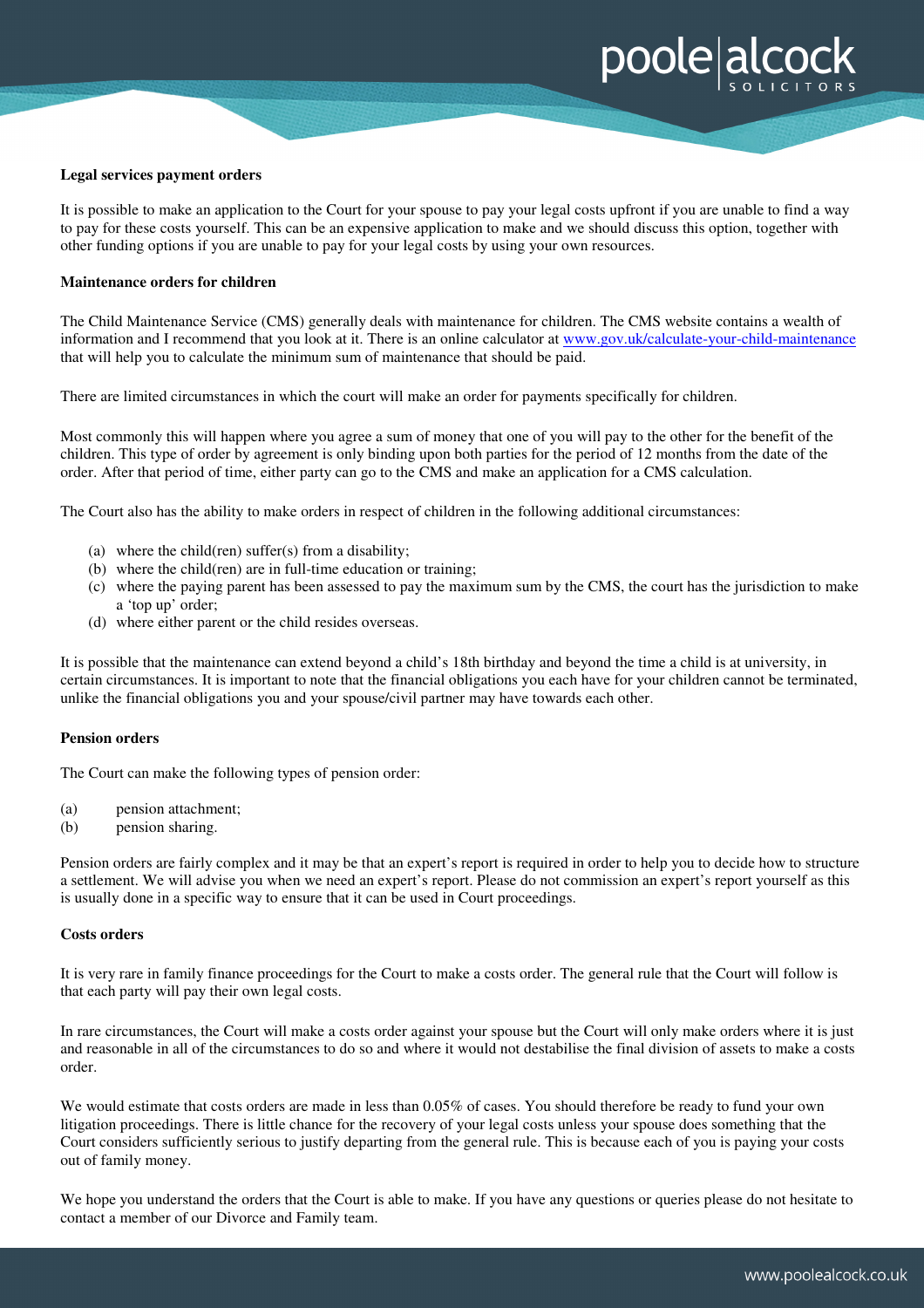**Legal services payment orders**

It is possible to make an application to the Court for your spouse to pay your legal costs upfront if you are unable to find a way to pay for these costs yourself. This can be an expensive application to make and we should discuss this option, together with other funding options if you are unable to pay for your legal costs by using your own resources.

**Maintenance orders for children**

The Child Maintenance Service (CMS) generally deals with maintenance for children. The CMS website contains a wealth of information and I recommend that you look at it. There is an online calculator at [www.gov.uk/calculate-your-child-maintenance](http://www.gov.uk/calculate-your-child-maintenance) that will help you to calculate the minimum sum of maintenance that should be paid.

There are limited circumstances in which the court will make an order for payments specifically for children.

Most commonly this will happen where you agree a sum of money that one of you will pay to the other for the benefit of the children. This type of order by agreement is only binding upon both parties for the period of 12 months from the date of the order. After that period of time, either party can go to the CMS and make an application for a CMS calculation.

The Court also has the ability to make orders in respect of children in the following additional circumstances:

(a) where the child(ren) suffer(s) from a disability;
(b) where the child(ren) are in full-time education or training;
(c) where the paying parent has been assessed to pay the maximum sum by the CMS, the court has the jurisdiction to make a 'top up' order;
(d) where either parent or the child resides overseas.

It is possible that the maintenance can extend beyond a child's 18th birthday and beyond the time a child is at university, in certain circumstances. It is important to note that the financial obligations you each have for your children cannot be terminated, unlike the financial obligations you and your spouse/civil partner may have towards each other.

**Pension orders**

The Court can make the following types of pension order:

(a) pension attachment;
(b) pension sharing.

Pension orders are fairly complex and it may be that an expert's report is required in order to help you to decide how to structure a settlement. We will advise you when we need an expert's report. Please do not commission an expert's report yourself as this is usually done in a specific way to ensure that it can be used in Court proceedings.

**Costs orders**

It is very rare in family finance proceedings for the Court to make a costs order. The general rule that the Court will follow is that each party will pay their own legal costs.

In rare circumstances, the Court will make a costs order against your spouse but the Court will only make orders where it is just and reasonable in all of the circumstances to do so and where it would not destabilise the final division of assets to make a costs order.

We would estimate that costs orders are made in less than 0.05% of cases. You should therefore be ready to fund your own litigation proceedings. There is little chance for the recovery of your legal costs unless your spouse does something that the Court considers sufficiently serious to justify departing from the general rule. This is because each of you is paying your costs out of family money.

We hope you understand the orders that the Court is able to make. If you have any questions or queries please do not hesitate to contact a member of our Divorce and Family team.